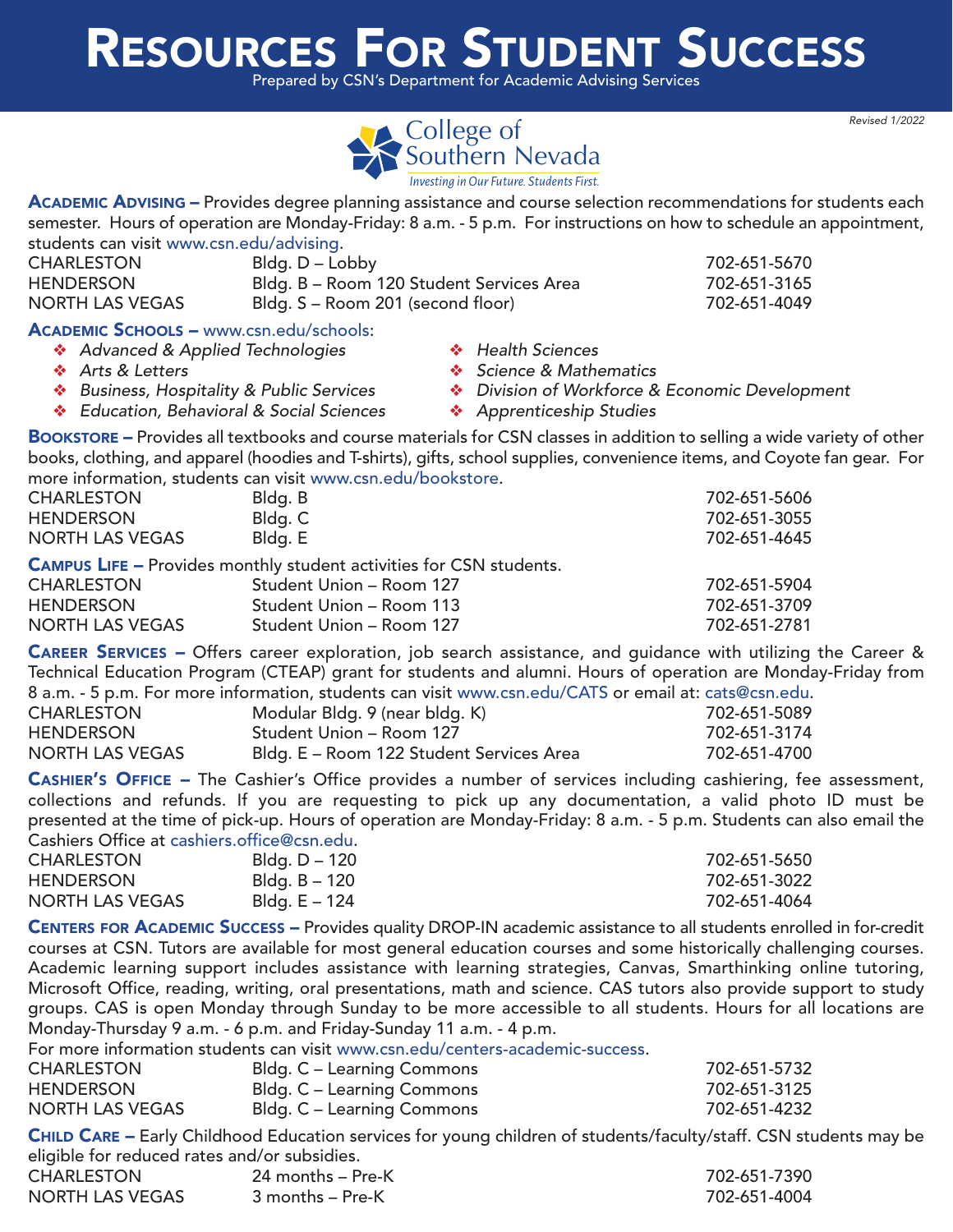# Resources For Student Success

Prepared by CSN's Department for Academic Advising Services

*Revised 1/2022*

College of Southern Nevada

*Investing in Our Future. Students First.*

**Academic Advising –** Provides degree planning assistance and course selection recommendations for students each semester. Hours of operation are Monday-Friday: 8 a.m. - 5 p.m. For instructions on how to schedule an appointment, students can visit www.csn.edu/advising.

| | | |
|---|---|---|
| CHARLESTON | Bldg. D – Lobby | 702-651-5670 |
| HENDERSON | Bldg. B – Room 120 Student Services Area | 702-651-3165 |
| NORTH LAS VEGAS | Bldg. S – Room 201 (second floor) | 702-651-4049 |

**Academic Schools –** www.csn.edu/schools:

- *Advanced & Applied Technologies*
- *Arts & Letters*
- *Business, Hospitality & Public Services*
- *Education, Behavioral & Social Sciences*
- *Health Sciences*
- *Science & Mathematics*
- *Division of Workforce & Economic Development*
- *Apprenticeship Studies*

**Bookstore –** Provides all textbooks and course materials for CSN classes in addition to selling a wide variety of other books, clothing, and apparel (hoodies and T-shirts), gifts, school supplies, convenience items, and Coyote fan gear. For more information, students can visit www.csn.edu/bookstore.

| | | |
|---|---|---|
| CHARLESTON | Bldg. B | 702-651-5606 |
| HENDERSON | Bldg. C | 702-651-3055 |
| NORTH LAS VEGAS | Bldg. E | 702-651-4645 |

**Campus Life –** Provides monthly student activities for CSN students.

| | | |
|---|---|---|
| CHARLESTON | Student Union – Room 127 | 702-651-5904 |
| HENDERSON | Student Union – Room 113 | 702-651-3709 |
| NORTH LAS VEGAS | Student Union – Room 127 | 702-651-2781 |

**Career Services –** Offers career exploration, job search assistance, and guidance with utilizing the Career & Technical Education Program (CTEAP) grant for students and alumni. Hours of operation are Monday-Friday from 8 a.m. - 5 p.m. For more information, students can visit www.csn.edu/CATS or email at: cats@csn.edu.

| | | |
|---|---|---|
| CHARLESTON | Modular Bldg. 9 (near bldg. K) | 702-651-5089 |
| HENDERSON | Student Union – Room 127 | 702-651-3174 |
| NORTH LAS VEGAS | Bldg. E – Room 122 Student Services Area | 702-651-4700 |

**Cashier's Office –** The Cashier's Office provides a number of services including cashiering, fee assessment, collections and refunds. If you are requesting to pick up any documentation, a valid photo ID must be presented at the time of pick-up. Hours of operation are Monday-Friday: 8 a.m. - 5 p.m. Students can also email the Cashiers Office at cashiers.office@csn.edu.

| | | |
|---|---|---|
| CHARLESTON | Bldg. D – 120 | 702-651-5650 |
| HENDERSON | Bldg. B – 120 | 702-651-3022 |
| NORTH LAS VEGAS | Bldg. E – 124 | 702-651-4064 |

**Centers for Academic Success –** Provides quality DROP-IN academic assistance to all students enrolled in for-credit courses at CSN. Tutors are available for most general education courses and some historically challenging courses. Academic learning support includes assistance with learning strategies, Canvas, Smarthinking online tutoring, Microsoft Office, reading, writing, oral presentations, math and science. CAS tutors also provide support to study groups. CAS is open Monday through Sunday to be more accessible to all students. Hours for all locations are Monday-Thursday 9 a.m. - 6 p.m. and Friday-Sunday 11 a.m. - 4 p.m.

For more information students can visit www.csn.edu/centers-academic-success.

| | | |
|---|---|---|
| CHARLESTON | Bldg. C – Learning Commons | 702-651-5732 |
| HENDERSON | Bldg. C – Learning Commons | 702-651-3125 |
| NORTH LAS VEGAS | Bldg. C – Learning Commons | 702-651-4232 |

**Child Care –** Early Childhood Education services for young children of students/faculty/staff. CSN students may be eligible for reduced rates and/or subsidies.

| | | |
|---|---|---|
| CHARLESTON | 24 months – Pre-K | 702-651-7390 |
| NORTH LAS VEGAS | 3 months – Pre-K | 702-651-4004 |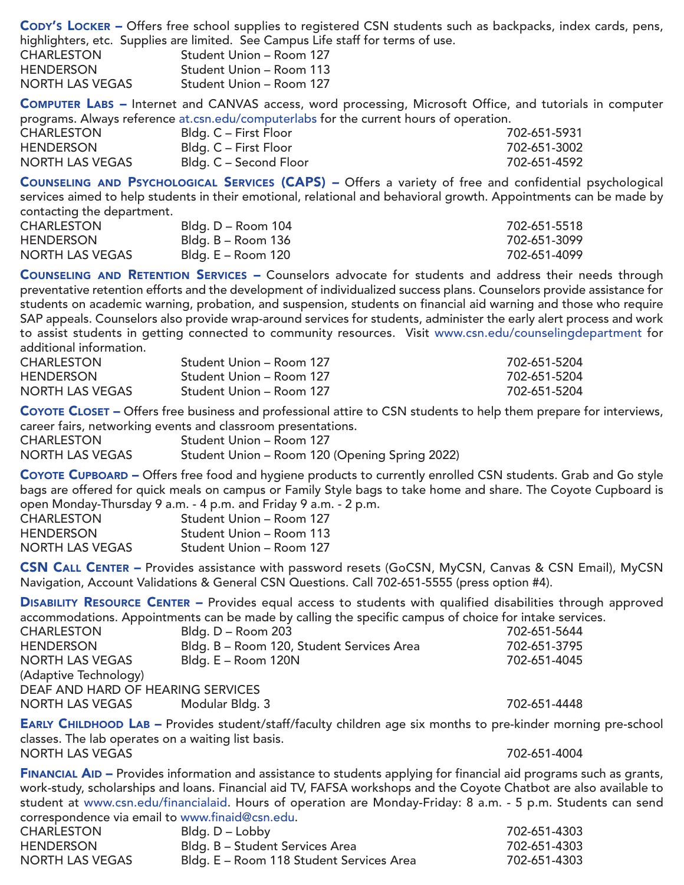**Cody's Locker –** Offers free school supplies to registered CSN students such as backpacks, index cards, pens, highlighters, etc. Supplies are limited. See Campus Life staff for terms of use.

| | |
|---|---|
| CHARLESTON | Student Union – Room 127 |
| HENDERSON | Student Union – Room 113 |
| NORTH LAS VEGAS | Student Union – Room 127 |

**Computer Labs –** Internet and CANVAS access, word processing, Microsoft Office, and tutorials in computer programs. Always reference at.csn.edu/computerlabs for the current hours of operation.

| | | |
|---|---|---|
| CHARLESTON | Bldg. C – First Floor | 702-651-5931 |
| HENDERSON | Bldg. C – First Floor | 702-651-3002 |
| NORTH LAS VEGAS | Bldg. C – Second Floor | 702-651-4592 |

**Counseling and Psychological Services (CAPS) –** Offers a variety of free and confidential psychological services aimed to help students in their emotional, relational and behavioral growth. Appointments can be made by contacting the department.

| | | |
|---|---|---|
| CHARLESTON | Bldg. D – Room 104 | 702-651-5518 |
| HENDERSON | Bldg. B – Room 136 | 702-651-3099 |
| NORTH LAS VEGAS | Bldg. E – Room 120 | 702-651-4099 |

**Counseling and Retention Services –** Counselors advocate for students and address their needs through preventative retention efforts and the development of individualized success plans. Counselors provide assistance for students on academic warning, probation, and suspension, students on financial aid warning and those who require SAP appeals. Counselors also provide wrap-around services for students, administer the early alert process and work to assist students in getting connected to community resources. Visit www.csn.edu/counselingdepartment for additional information.

| | | |
|---|---|---|
| CHARLESTON | Student Union – Room 127 | 702-651-5204 |
| HENDERSON | Student Union – Room 127 | 702-651-5204 |
| NORTH LAS VEGAS | Student Union – Room 127 | 702-651-5204 |

**Coyote Closet –** Offers free business and professional attire to CSN students to help them prepare for interviews, career fairs, networking events and classroom presentations.

| | |
|---|---|
| CHARLESTON | Student Union – Room 127 |
| NORTH LAS VEGAS | Student Union – Room 120 (Opening Spring 2022) |

**Coyote Cupboard –** Offers free food and hygiene products to currently enrolled CSN students. Grab and Go style bags are offered for quick meals on campus or Family Style bags to take home and share. The Coyote Cupboard is open Monday-Thursday 9 a.m. - 4 p.m. and Friday 9 a.m. - 2 p.m.

| | |
|---|---|
| CHARLESTON | Student Union – Room 127 |
| HENDERSON | Student Union – Room 113 |
| NORTH LAS VEGAS | Student Union – Room 127 |

**CSN Call Center –** Provides assistance with password resets (GoCSN, MyCSN, Canvas & CSN Email), MyCSN Navigation, Account Validations & General CSN Questions. Call 702-651-5555 (press option #4).

**Disability Resource Center –** Provides equal access to students with qualified disabilities through approved accommodations. Appointments can be made by calling the specific campus of choice for intake services.

| | | |
|---|---|---|
| CHARLESTON | Bldg. D – Room 203 | 702-651-5644 |
| HENDERSON | Bldg. B – Room 120, Student Services Area | 702-651-3795 |
| NORTH LAS VEGAS (Adaptive Technology) | Bldg. E – Room 120N | 702-651-4045 |
| DEAF AND HARD OF HEARING SERVICES | | |
| NORTH LAS VEGAS | Modular Bldg. 3 | 702-651-4448 |

**Early Childhood Lab –** Provides student/staff/faculty children age six months to pre-kinder morning pre-school classes. The lab operates on a waiting list basis.

| | |
|---|---|
| NORTH LAS VEGAS | 702-651-4004 |

**Financial Aid –** Provides information and assistance to students applying for financial aid programs such as grants, work-study, scholarships and loans. Financial aid TV, FAFSA workshops and the Coyote Chatbot are also available to student at www.csn.edu/financialaid. Hours of operation are Monday-Friday: 8 a.m. - 5 p.m. Students can send correspondence via email to www.finaid@csn.edu.

| | | |
|---|---|---|
| CHARLESTON | Bldg. D – Lobby | 702-651-4303 |
| HENDERSON | Bldg. B – Student Services Area | 702-651-4303 |
| NORTH LAS VEGAS | Bldg. E – Room 118 Student Services Area | 702-651-4303 |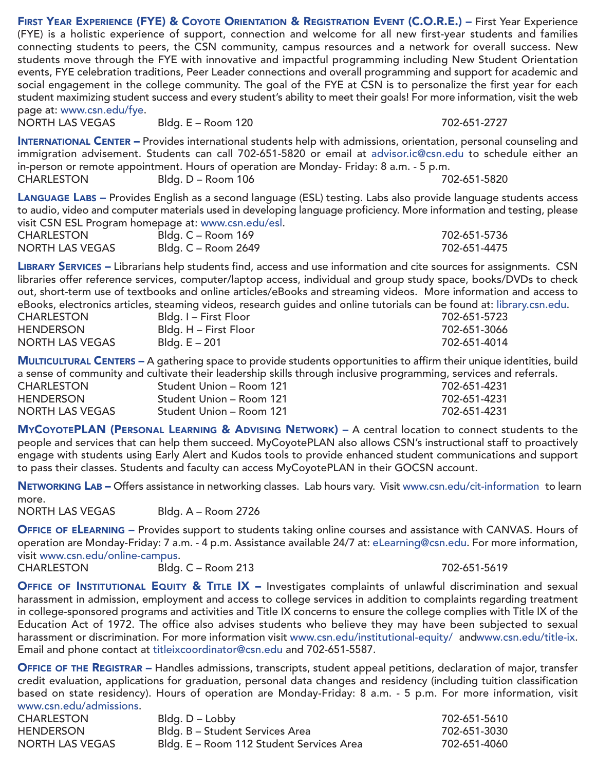**First Year Experience (FYE) & Coyote Orientation & Registration Event (C.O.R.E.) –** First Year Experience (FYE) is a holistic experience of support, connection and welcome for all new first-year students and families connecting students to peers, the CSN community, campus resources and a network for overall success. New students move through the FYE with innovative and impactful programming including New Student Orientation events, FYE celebration traditions, Peer Leader connections and overall programming and support for academic and social engagement in the college community. The goal of the FYE at CSN is to personalize the first year for each student maximizing student success and every student's ability to meet their goals! For more information, visit the web page at: www.csn.edu/fye.

| | | |
|---|---|---|
| NORTH LAS VEGAS | Bldg. E – Room 120 | 702-651-2727 |

**International Center –** Provides international students help with admissions, orientation, personal counseling and immigration advisement. Students can call 702-651-5820 or email at advisor.ic@csn.edu to schedule either an in-person or remote appointment. Hours of operation are Monday- Friday: 8 a.m. - 5 p.m.

| | | |
|---|---|---|
| CHARLESTON | Bldg. D – Room 106 | 702-651-5820 |

**Language Labs –** Provides English as a second language (ESL) testing. Labs also provide language students access to audio, video and computer materials used in developing language proficiency. More information and testing, please visit CSN ESL Program homepage at: www.csn.edu/esl.

| | | |
|---|---|---|
| CHARLESTON | Bldg. C – Room 169 | 702-651-5736 |
| NORTH LAS VEGAS | Bldg. C – Room 2649 | 702-651-4475 |

**Library Services –** Librarians help students find, access and use information and cite sources for assignments. CSN libraries offer reference services, computer/laptop access, individual and group study space, books/DVDs to check out, short-term use of textbooks and online articles/eBooks and streaming videos. More information and access to eBooks, electronics articles, steaming videos, research guides and online tutorials can be found at: library.csn.edu.

| | | |
|---|---|---|
| CHARLESTON | Bldg. I – First Floor | 702-651-5723 |
| HENDERSON | Bldg. H – First Floor | 702-651-3066 |
| NORTH LAS VEGAS | Bldg. E – 201 | 702-651-4014 |

**Multicultural Centers –** A gathering space to provide students opportunities to affirm their unique identities, build a sense of community and cultivate their leadership skills through inclusive programming, services and referrals.

| | | |
|---|---|---|
| CHARLESTON | Student Union – Room 121 | 702-651-4231 |
| HENDERSON | Student Union – Room 121 | 702-651-4231 |
| NORTH LAS VEGAS | Student Union – Room 121 | 702-651-4231 |

**MyCoyotePLAN (Personal Learning & Advising Network) –** A central location to connect students to the people and services that can help them succeed. MyCoyotePLAN also allows CSN's instructional staff to proactively engage with students using Early Alert and Kudos tools to provide enhanced student communications and support to pass their classes. Students and faculty can access MyCoyotePLAN in their GOCSN account.

**Networking Lab –** Offers assistance in networking classes. Lab hours vary. Visit www.csn.edu/cit-information to learn more.

| | | |
|---|---|---|
| NORTH LAS VEGAS | Bldg. A – Room 2726 | |

**Office of eLearning –** Provides support to students taking online courses and assistance with CANVAS. Hours of operation are Monday-Friday: 7 a.m. - 4 p.m. Assistance available 24/7 at: eLearning@csn.edu. For more information, visit www.csn.edu/online-campus.

| | | |
|---|---|---|
| CHARLESTON | Bldg. C – Room 213 | 702-651-5619 |

**Office of Institutional Equity & Title IX –** Investigates complaints of unlawful discrimination and sexual harassment in admission, employment and access to college services in addition to complaints regarding treatment in college-sponsored programs and activities and Title IX concerns to ensure the college complies with Title IX of the Education Act of 1972. The office also advises students who believe they may have been subjected to sexual harassment or discrimination. For more information visit www.csn.edu/institutional-equity/ andwww.csn.edu/title-ix. Email and phone contact at titleixcoordinator@csn.edu and 702-651-5587.

**Office of the Registrar –** Handles admissions, transcripts, student appeal petitions, declaration of major, transfer credit evaluation, applications for graduation, personal data changes and residency (including tuition classification based on state residency). Hours of operation are Monday-Friday: 8 a.m. - 5 p.m. For more information, visit www.csn.edu/admissions.

| | | |
|---|---|---|
| CHARLESTON | Bldg. D – Lobby | 702-651-5610 |
| HENDERSON | Bldg. B – Student Services Area | 702-651-3030 |
| NORTH LAS VEGAS | Bldg. E – Room 112 Student Services Area | 702-651-4060 |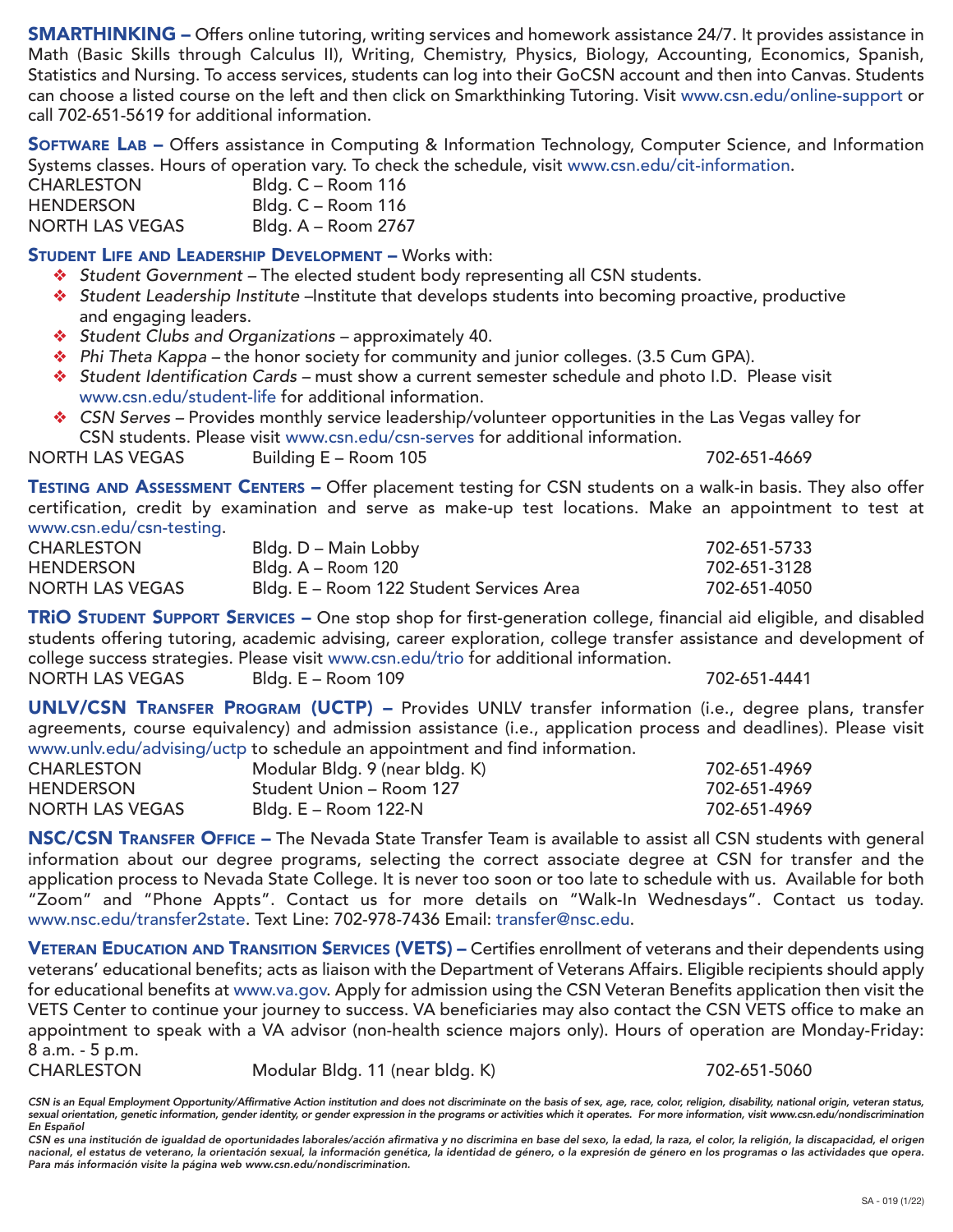**SMARTHINKING –** Offers online tutoring, writing services and homework assistance 24/7. It provides assistance in Math (Basic Skills through Calculus II), Writing, Chemistry, Physics, Biology, Accounting, Economics, Spanish, Statistics and Nursing. To access services, students can log into their GoCSN account and then into Canvas. Students can choose a listed course on the left and then click on Smarkthinking Tutoring. Visit www.csn.edu/online-support or call 702-651-5619 for additional information.

**SOFTWARE LAB –** Offers assistance in Computing & Information Technology, Computer Science, and Information Systems classes. Hours of operation vary. To check the schedule, visit www.csn.edu/cit-information.

| | |
|---|---|
| CHARLESTON | Bldg. C – Room 116 |
| HENDERSON | Bldg. C – Room 116 |
| NORTH LAS VEGAS | Bldg. A – Room 2767 |

**STUDENT LIFE AND LEADERSHIP DEVELOPMENT –** Works with:

- *Student Government* – The elected student body representing all CSN students.
- *Student Leadership Institute* –Institute that develops students into becoming proactive, productive and engaging leaders.
- *Student Clubs and Organizations* – approximately 40.
- *Phi Theta Kappa* – the honor society for community and junior colleges. (3.5 Cum GPA).
- *Student Identification Cards* – must show a current semester schedule and photo I.D. Please visit www.csn.edu/student-life for additional information.
- *CSN Serves* – Provides monthly service leadership/volunteer opportunities in the Las Vegas valley for CSN students. Please visit www.csn.edu/csn-serves for additional information.

| | | |
|---|---|---|
| NORTH LAS VEGAS | Building E – Room 105 | 702-651-4669 |

**TESTING AND ASSESSMENT CENTERS –** Offer placement testing for CSN students on a walk-in basis. They also offer certification, credit by examination and serve as make-up test locations. Make an appointment to test at www.csn.edu/csn-testing.

| | | |
|---|---|---|
| CHARLESTON | Bldg. D – Main Lobby | 702-651-5733 |
| HENDERSON | Bldg. A – Room 120 | 702-651-3128 |
| NORTH LAS VEGAS | Bldg. E – Room 122 Student Services Area | 702-651-4050 |

**TRiO STUDENT SUPPORT SERVICES –** One stop shop for first-generation college, financial aid eligible, and disabled students offering tutoring, academic advising, career exploration, college transfer assistance and development of college success strategies. Please visit www.csn.edu/trio for additional information.

| | | |
|---|---|---|
| NORTH LAS VEGAS | Bldg. E – Room 109 | 702-651-4441 |

**UNLV/CSN TRANSFER PROGRAM (UCTP) –** Provides UNLV transfer information (i.e., degree plans, transfer agreements, course equivalency) and admission assistance (i.e., application process and deadlines). Please visit www.unlv.edu/advising/uctp to schedule an appointment and find information.

| | | |
|---|---|---|
| CHARLESTON | Modular Bldg. 9 (near bldg. K) | 702-651-4969 |
| HENDERSON | Student Union – Room 127 | 702-651-4969 |
| NORTH LAS VEGAS | Bldg. E – Room 122-N | 702-651-4969 |

**NSC/CSN TRANSFER OFFICE –** The Nevada State Transfer Team is available to assist all CSN students with general information about our degree programs, selecting the correct associate degree at CSN for transfer and the application process to Nevada State College. It is never too soon or too late to schedule with us. Available for both "Zoom" and "Phone Appts". Contact us for more details on "Walk-In Wednesdays". Contact us today. www.nsc.edu/transfer2state. Text Line: 702-978-7436 Email: transfer@nsc.edu.

**VETERAN EDUCATION AND TRANSITION SERVICES (VETS) –** Certifies enrollment of veterans and their dependents using veterans' educational benefits; acts as liaison with the Department of Veterans Affairs. Eligible recipients should apply for educational benefits at www.va.gov. Apply for admission using the CSN Veteran Benefits application then visit the VETS Center to continue your journey to success. VA beneficiaries may also contact the CSN VETS office to make an appointment to speak with a VA advisor (non-health science majors only). Hours of operation are Monday-Friday: 8 a.m. - 5 p.m.

| | | |
|---|---|---|
| CHARLESTON | Modular Bldg. 11 (near bldg. K) | 702-651-5060 |

*CSN is an Equal Employment Opportunity/Affirmative Action institution and does not discriminate on the basis of sex, age, race, color, religion, disability, national origin, veteran status, sexual orientation, genetic information, gender identity, or gender expression in the programs or activities which it operates. For more information, visit www.csn.edu/nondiscrimination*

*En Español*

*CSN es una institución de igualdad de oportunidades laborales/acción afirmativa y no discrimina en base del sexo, la edad, la raza, el color, la religión, la discapacidad, el origen nacional, el estatus de veterano, la orientación sexual, la información genética, la identidad de género, o la expresión de género en los programas o las actividades que opera. Para más información visite la página web www.csn.edu/nondiscrimination.*

SA - 019 (1/22)